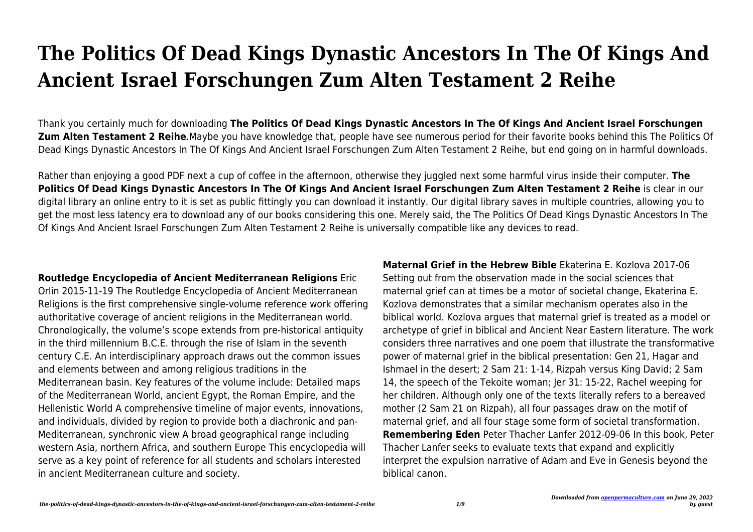# The Politics Of Dead Kings Dynastic Ancestors In The Of Kings And Ancient Israel Forschungen Zum Alten Testament 2 Reihe

Thank you certainly much for downloading **The Politics Of Dead Kings Dynastic Ancestors In The Of Kings And Ancient Israel Forschungen Zum Alten Testament 2 Reihe**.Maybe you have knowledge that, people have see numerous period for their favorite books behind this The Politics Of Dead Kings Dynastic Ancestors In The Of Kings And Ancient Israel Forschungen Zum Alten Testament 2 Reihe, but end going on in harmful downloads.

Rather than enjoying a good PDF next a cup of coffee in the afternoon, otherwise they juggled next some harmful virus inside their computer. **The Politics Of Dead Kings Dynastic Ancestors In The Of Kings And Ancient Israel Forschungen Zum Alten Testament 2 Reihe** is clear in our digital library an online entry to it is set as public fittingly you can download it instantly. Our digital library saves in multiple countries, allowing you to get the most less latency era to download any of our books considering this one. Merely said, the The Politics Of Dead Kings Dynastic Ancestors In The Of Kings And Ancient Israel Forschungen Zum Alten Testament 2 Reihe is universally compatible like any devices to read.

**Routledge Encyclopedia of Ancient Mediterranean Religions** Eric Orlin 2015-11-19 The Routledge Encyclopedia of Ancient Mediterranean Religions is the first comprehensive single-volume reference work offering authoritative coverage of ancient religions in the Mediterranean world. Chronologically, the volume's scope extends from pre-historical antiquity in the third millennium B.C.E. through the rise of Islam in the seventh century C.E. An interdisciplinary approach draws out the common issues and elements between and among religious traditions in the Mediterranean basin. Key features of the volume include: Detailed maps of the Mediterranean World, ancient Egypt, the Roman Empire, and the Hellenistic World A comprehensive timeline of major events, innovations, and individuals, divided by region to provide both a diachronic and pan-Mediterranean, synchronic view A broad geographical range including western Asia, northern Africa, and southern Europe This encyclopedia will serve as a key point of reference for all students and scholars interested in ancient Mediterranean culture and society.

**Maternal Grief in the Hebrew Bible** Ekaterina E. Kozlova 2017-06 Setting out from the observation made in the social sciences that maternal grief can at times be a motor of societal change, Ekaterina E. Kozlova demonstrates that a similar mechanism operates also in the biblical world. Kozlova argues that maternal grief is treated as a model or archetype of grief in biblical and Ancient Near Eastern literature. The work considers three narratives and one poem that illustrate the transformative power of maternal grief in the biblical presentation: Gen 21, Hagar and Ishmael in the desert; 2 Sam 21: 1-14, Rizpah versus King David; 2 Sam 14, the speech of the Tekoite woman; Jer 31: 15-22, Rachel weeping for her children. Although only one of the texts literally refers to a bereaved mother (2 Sam 21 on Rizpah), all four passages draw on the motif of maternal grief, and all four stage some form of societal transformation.

**Remembering Eden** Peter Thacher Lanfer 2012-09-06 In this book, Peter Thacher Lanfer seeks to evaluate texts that expand and explicitly interpret the expulsion narrative of Adam and Eve in Genesis beyond the biblical canon.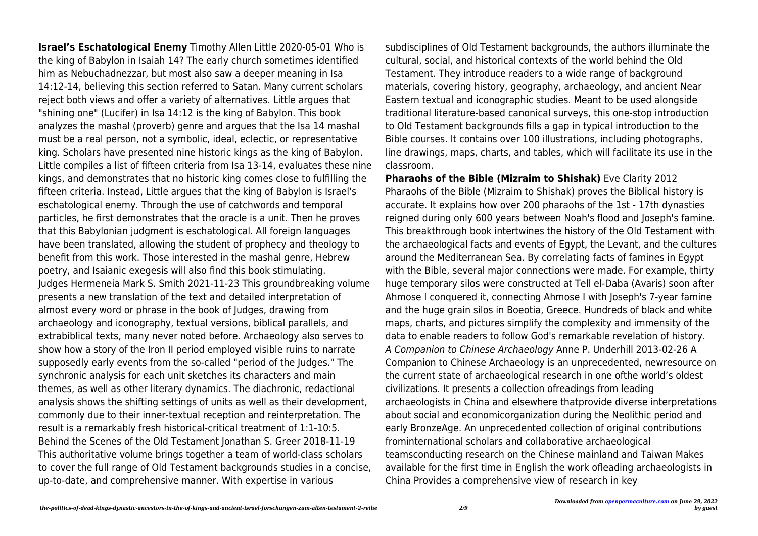**Israel's Eschatological Enemy** Timothy Allen Little 2020-05-01 Who is the king of Babylon in Isaiah 14? The early church sometimes identified him as Nebuchadnezzar, but most also saw a deeper meaning in Isa 14:12-14, believing this section referred to Satan. Many current scholars reject both views and offer a variety of alternatives. Little argues that "shining one" (Lucifer) in Isa 14:12 is the king of Babylon. This book analyzes the mashal (proverb) genre and argues that the Isa 14 mashal must be a real person, not a symbolic, ideal, eclectic, or representative king. Scholars have presented nine historic kings as the king of Babylon. Little compiles a list of fifteen criteria from Isa 13-14, evaluates these nine kings, and demonstrates that no historic king comes close to fulfilling the fifteen criteria. Instead, Little argues that the king of Babylon is Israel's eschatological enemy. Through the use of catchwords and temporal particles, he first demonstrates that the oracle is a unit. Then he proves that this Babylonian judgment is eschatological. All foreign languages have been translated, allowing the student of prophecy and theology to benefit from this work. Those interested in the mashal genre, Hebrew poetry, and Isaianic exegesis will also find this book stimulating.

Judges Hermeneia Mark S. Smith 2021-11-23 This groundbreaking volume presents a new translation of the text and detailed interpretation of almost every word or phrase in the book of Judges, drawing from archaeology and iconography, textual versions, biblical parallels, and extrabiblical texts, many never noted before. Archaeology also serves to show how a story of the Iron II period employed visible ruins to narrate supposedly early events from the so-called "period of the Judges." The synchronic analysis for each unit sketches its characters and main themes, as well as other literary dynamics. The diachronic, redactional analysis shows the shifting settings of units as well as their development, commonly due to their inner-textual reception and reinterpretation. The result is a remarkably fresh historical-critical treatment of 1:1-10:5.

Behind the Scenes of the Old Testament Jonathan S. Greer 2018-11-19 This authoritative volume brings together a team of world-class scholars to cover the full range of Old Testament backgrounds studies in a concise, up-to-date, and comprehensive manner. With expertise in various subdisciplines of Old Testament backgrounds, the authors illuminate the cultural, social, and historical contexts of the world behind the Old Testament. They introduce readers to a wide range of background materials, covering history, geography, archaeology, and ancient Near Eastern textual and iconographic studies. Meant to be used alongside traditional literature-based canonical surveys, this one-stop introduction to Old Testament backgrounds fills a gap in typical introduction to the Bible courses. It contains over 100 illustrations, including photographs, line drawings, maps, charts, and tables, which will facilitate its use in the classroom.

**Pharaohs of the Bible (Mizraim to Shishak)** Eve Clarity 2012 Pharaohs of the Bible (Mizraim to Shishak) proves the Biblical history is accurate. It explains how over 200 pharaohs of the 1st - 17th dynasties reigned during only 600 years between Noah's flood and Joseph's famine. This breakthrough book intertwines the history of the Old Testament with the archaeological facts and events of Egypt, the Levant, and the cultures around the Mediterranean Sea. By correlating facts of famines in Egypt with the Bible, several major connections were made. For example, thirty huge temporary silos were constructed at Tell el-Daba (Avaris) soon after Ahmose I conquered it, connecting Ahmose I with Joseph's 7-year famine and the huge grain silos in Boeotia, Greece. Hundreds of black and white maps, charts, and pictures simplify the complexity and immensity of the data to enable readers to follow God's remarkable revelation of history.

*A Companion to Chinese Archaeology* Anne P. Underhill 2013-02-26 A Companion to Chinese Archaeology is an unprecedented, newresource on the current state of archaeological research in one ofthe world's oldest civilizations. It presents a collection ofreadings from leading archaeologists in China and elsewhere thatprovide diverse interpretations about social and economicorganization during the Neolithic period and early BronzeAge. An unprecedented collection of original contributions frominternational scholars and collaborative archaeological teamsconducting research on the Chinese mainland and Taiwan Makes available for the first time in English the work ofleading archaeologists in China Provides a comprehensive view of research in key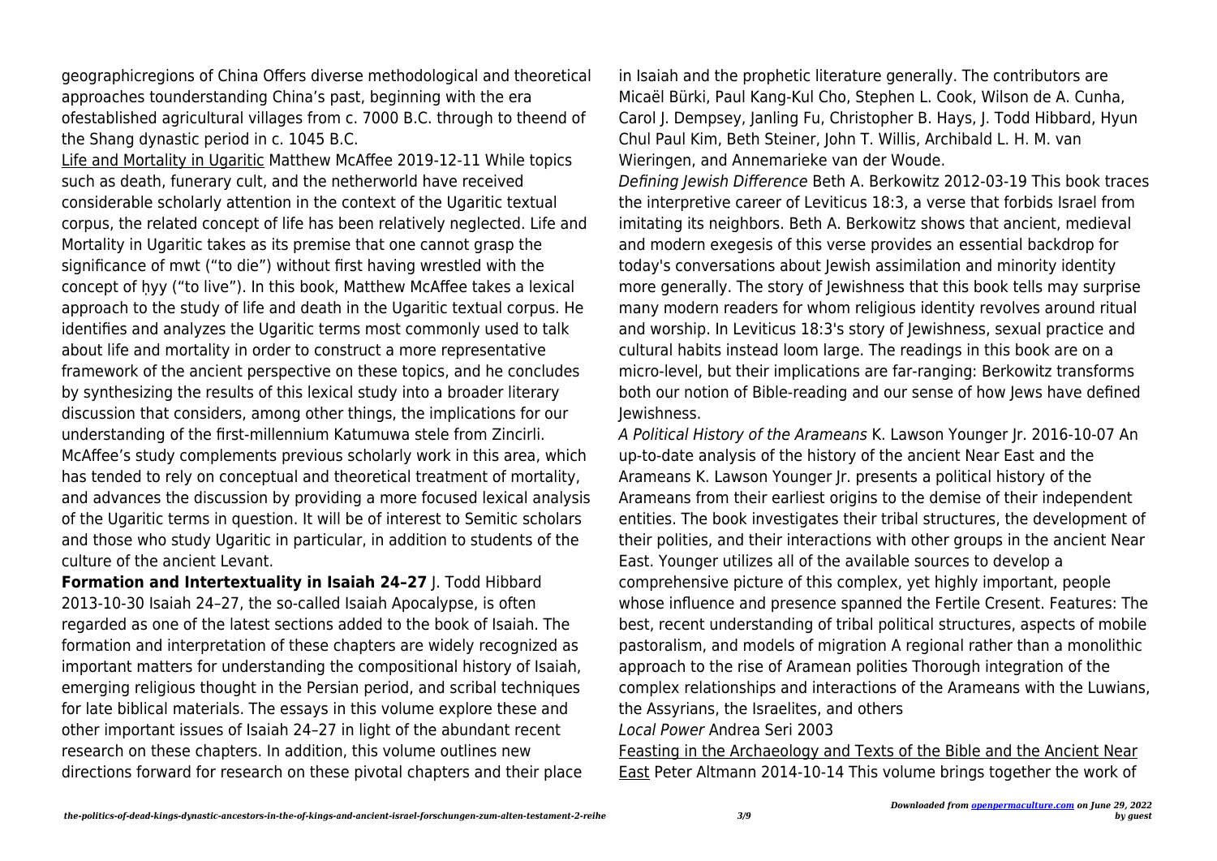geographicregions of China Offers diverse methodological and theoretical approaches tounderstanding China's past, beginning with the era ofestablished agricultural villages from c. 7000 B.C. through to theend of the Shang dynastic period in c. 1045 B.C.

Life and Mortality in Ugaritic Matthew McAffee 2019-12-11 While topics such as death, funerary cult, and the netherworld have received considerable scholarly attention in the context of the Ugaritic textual corpus, the related concept of life has been relatively neglected. Life and Mortality in Ugaritic takes as its premise that one cannot grasp the significance of mwt ("to die") without first having wrestled with the concept of ḥyy ("to live"). In this book, Matthew McAffee takes a lexical approach to the study of life and death in the Ugaritic textual corpus. He identifies and analyzes the Ugaritic terms most commonly used to talk about life and mortality in order to construct a more representative framework of the ancient perspective on these topics, and he concludes by synthesizing the results of this lexical study into a broader literary discussion that considers, among other things, the implications for our understanding of the first-millennium Katumuwa stele from Zincirli. McAffee's study complements previous scholarly work in this area, which has tended to rely on conceptual and theoretical treatment of mortality, and advances the discussion by providing a more focused lexical analysis of the Ugaritic terms in question. It will be of interest to Semitic scholars and those who study Ugaritic in particular, in addition to students of the culture of the ancient Levant.

**Formation and Intertextuality in Isaiah 24–27** J. Todd Hibbard 2013-10-30 Isaiah 24–27, the so-called Isaiah Apocalypse, is often regarded as one of the latest sections added to the book of Isaiah. The formation and interpretation of these chapters are widely recognized as important matters for understanding the compositional history of Isaiah, emerging religious thought in the Persian period, and scribal techniques for late biblical materials. The essays in this volume explore these and other important issues of Isaiah 24–27 in light of the abundant recent research on these chapters. In addition, this volume outlines new directions forward for research on these pivotal chapters and their place in Isaiah and the prophetic literature generally. The contributors are Micaël Bürki, Paul Kang-Kul Cho, Stephen L. Cook, Wilson de A. Cunha, Carol J. Dempsey, Janling Fu, Christopher B. Hays, J. Todd Hibbard, Hyun Chul Paul Kim, Beth Steiner, John T. Willis, Archibald L. H. M. van Wieringen, and Annemarieke van der Woude.

*Defining Jewish Difference* Beth A. Berkowitz 2012-03-19 This book traces the interpretive career of Leviticus 18:3, a verse that forbids Israel from imitating its neighbors. Beth A. Berkowitz shows that ancient, medieval and modern exegesis of this verse provides an essential backdrop for today's conversations about Jewish assimilation and minority identity more generally. The story of Jewishness that this book tells may surprise many modern readers for whom religious identity revolves around ritual and worship. In Leviticus 18:3's story of Jewishness, sexual practice and cultural habits instead loom large. The readings in this book are on a micro-level, but their implications are far-ranging: Berkowitz transforms both our notion of Bible-reading and our sense of how Jews have defined Jewishness.

*A Political History of the Arameans* K. Lawson Younger Jr. 2016-10-07 An up-to-date analysis of the history of the ancient Near East and the Arameans K. Lawson Younger Jr. presents a political history of the Arameans from their earliest origins to the demise of their independent entities. The book investigates their tribal structures, the development of their polities, and their interactions with other groups in the ancient Near East. Younger utilizes all of the available sources to develop a comprehensive picture of this complex, yet highly important, people whose influence and presence spanned the Fertile Cresent. Features: The best, recent understanding of tribal political structures, aspects of mobile pastoralism, and models of migration A regional rather than a monolithic approach to the rise of Aramean polities Thorough integration of the complex relationships and interactions of the Arameans with the Luwians, the Assyrians, the Israelites, and others

*Local Power* Andrea Seri 2003

Feasting in the Archaeology and Texts of the Bible and the Ancient Near East Peter Altmann 2014-10-14 This volume brings together the work of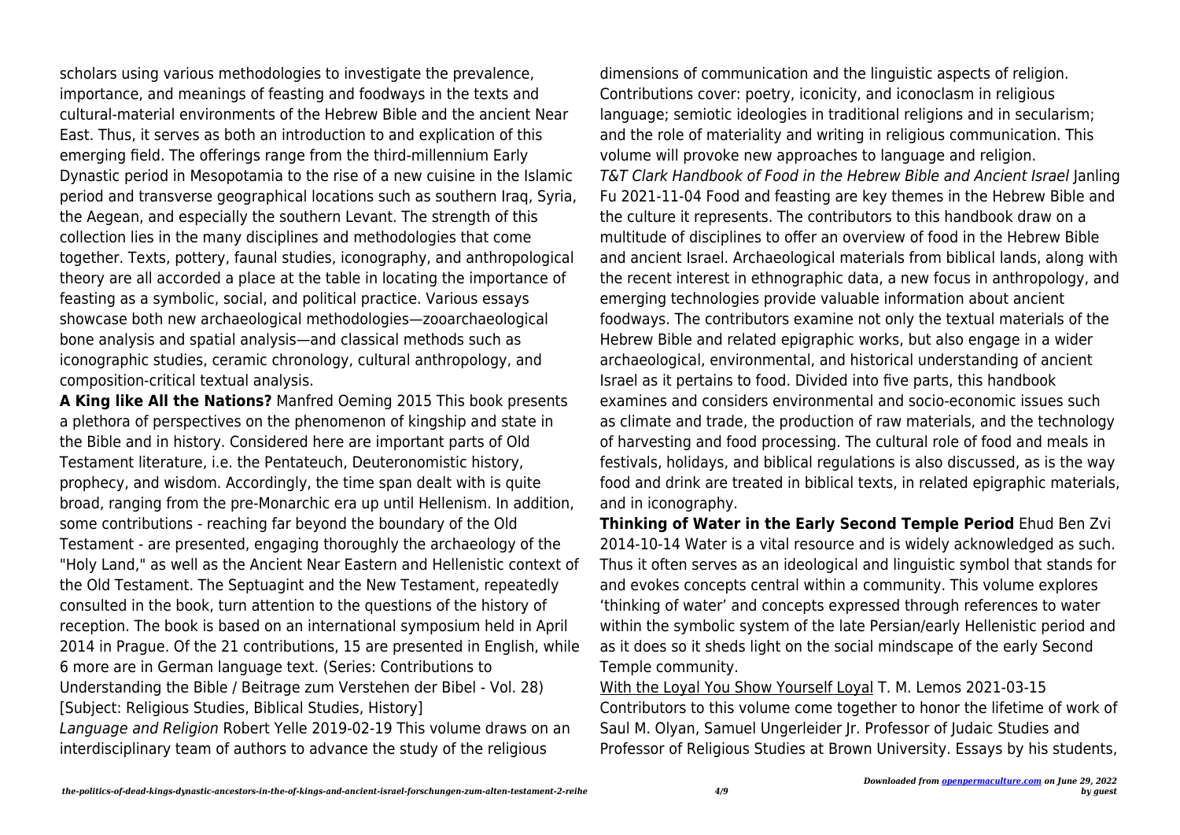scholars using various methodologies to investigate the prevalence, importance, and meanings of feasting and foodways in the texts and cultural-material environments of the Hebrew Bible and the ancient Near East. Thus, it serves as both an introduction to and explication of this emerging field. The offerings range from the third-millennium Early Dynastic period in Mesopotamia to the rise of a new cuisine in the Islamic period and transverse geographical locations such as southern Iraq, Syria, the Aegean, and especially the southern Levant. The strength of this collection lies in the many disciplines and methodologies that come together. Texts, pottery, faunal studies, iconography, and anthropological theory are all accorded a place at the table in locating the importance of feasting as a symbolic, social, and political practice. Various essays showcase both new archaeological methodologies—zooarchaeological bone analysis and spatial analysis—and classical methods such as iconographic studies, ceramic chronology, cultural anthropology, and composition-critical textual analysis.

**A King like All the Nations?** Manfred Oeming 2015 This book presents a plethora of perspectives on the phenomenon of kingship and state in the Bible and in history. Considered here are important parts of Old Testament literature, i.e. the Pentateuch, Deuteronomistic history, prophecy, and wisdom. Accordingly, the time span dealt with is quite broad, ranging from the pre-Monarchic era up until Hellenism. In addition, some contributions - reaching far beyond the boundary of the Old Testament - are presented, engaging thoroughly the archaeology of the "Holy Land," as well as the Ancient Near Eastern and Hellenistic context of the Old Testament. The Septuagint and the New Testament, repeatedly consulted in the book, turn attention to the questions of the history of reception. The book is based on an international symposium held in April 2014 in Prague. Of the 21 contributions, 15 are presented in English, while 6 more are in German language text. (Series: Contributions to Understanding the Bible / Beitrage zum Verstehen der Bibel - Vol. 28) [Subject: Religious Studies, Biblical Studies, History]

*Language and Religion* Robert Yelle 2019-02-19 This volume draws on an interdisciplinary team of authors to advance the study of the religious dimensions of communication and the linguistic aspects of religion. Contributions cover: poetry, iconicity, and iconoclasm in religious language; semiotic ideologies in traditional religions and in secularism; and the role of materiality and writing in religious communication. This volume will provoke new approaches to language and religion.

*T&T Clark Handbook of Food in the Hebrew Bible and Ancient Israel* Janling Fu 2021-11-04 Food and feasting are key themes in the Hebrew Bible and the culture it represents. The contributors to this handbook draw on a multitude of disciplines to offer an overview of food in the Hebrew Bible and ancient Israel. Archaeological materials from biblical lands, along with the recent interest in ethnographic data, a new focus in anthropology, and emerging technologies provide valuable information about ancient foodways. The contributors examine not only the textual materials of the Hebrew Bible and related epigraphic works, but also engage in a wider archaeological, environmental, and historical understanding of ancient Israel as it pertains to food. Divided into five parts, this handbook examines and considers environmental and socio-economic issues such as climate and trade, the production of raw materials, and the technology of harvesting and food processing. The cultural role of food and meals in festivals, holidays, and biblical regulations is also discussed, as is the way food and drink are treated in biblical texts, in related epigraphic materials, and in iconography.

**Thinking of Water in the Early Second Temple Period** Ehud Ben Zvi 2014-10-14 Water is a vital resource and is widely acknowledged as such. Thus it often serves as an ideological and linguistic symbol that stands for and evokes concepts central within a community. This volume explores 'thinking of water' and concepts expressed through references to water within the symbolic system of the late Persian/early Hellenistic period and as it does so it sheds light on the social mindscape of the early Second Temple community.

With the Loyal You Show Yourself Loyal T. M. Lemos 2021-03-15 Contributors to this volume come together to honor the lifetime of work of Saul M. Olyan, Samuel Ungerleider Jr. Professor of Judaic Studies and Professor of Religious Studies at Brown University. Essays by his students,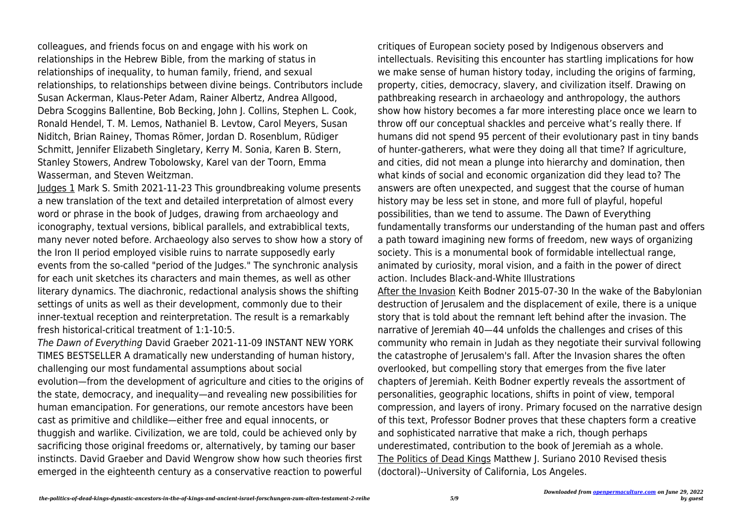colleagues, and friends focus on and engage with his work on relationships in the Hebrew Bible, from the marking of status in relationships of inequality, to human family, friend, and sexual relationships, to relationships between divine beings. Contributors include Susan Ackerman, Klaus-Peter Adam, Rainer Albertz, Andrea Allgood, Debra Scoggins Ballentine, Bob Becking, John J. Collins, Stephen L. Cook, Ronald Hendel, T. M. Lemos, Nathaniel B. Levtow, Carol Meyers, Susan Niditch, Brian Rainey, Thomas Römer, Jordan D. Rosenblum, Rüdiger Schmitt, Jennifer Elizabeth Singletary, Kerry M. Sonia, Karen B. Stern, Stanley Stowers, Andrew Tobolowsky, Karel van der Toorn, Emma Wasserman, and Steven Weitzman.

Judges 1 Mark S. Smith 2021-11-23 This groundbreaking volume presents a new translation of the text and detailed interpretation of almost every word or phrase in the book of Judges, drawing from archaeology and iconography, textual versions, biblical parallels, and extrabiblical texts, many never noted before. Archaeology also serves to show how a story of the Iron II period employed visible ruins to narrate supposedly early events from the so-called "period of the Judges." The synchronic analysis for each unit sketches its characters and main themes, as well as other literary dynamics. The diachronic, redactional analysis shows the shifting settings of units as well as their development, commonly due to their inner-textual reception and reinterpretation. The result is a remarkably fresh historical-critical treatment of 1:1-10:5.

*The Dawn of Everything* David Graeber 2021-11-09 INSTANT NEW YORK TIMES BESTSELLER A dramatically new understanding of human history, challenging our most fundamental assumptions about social evolution—from the development of agriculture and cities to the origins of the state, democracy, and inequality—and revealing new possibilities for human emancipation. For generations, our remote ancestors have been cast as primitive and childlike—either free and equal innocents, or thuggish and warlike. Civilization, we are told, could be achieved only by sacrificing those original freedoms or, alternatively, by taming our baser instincts. David Graeber and David Wengrow show how such theories first emerged in the eighteenth century as a conservative reaction to powerful critiques of European society posed by Indigenous observers and intellectuals. Revisiting this encounter has startling implications for how we make sense of human history today, including the origins of farming, property, cities, democracy, slavery, and civilization itself. Drawing on pathbreaking research in archaeology and anthropology, the authors show how history becomes a far more interesting place once we learn to throw off our conceptual shackles and perceive what's really there. If humans did not spend 95 percent of their evolutionary past in tiny bands of hunter-gatherers, what were they doing all that time? If agriculture, and cities, did not mean a plunge into hierarchy and domination, then what kinds of social and economic organization did they lead to? The answers are often unexpected, and suggest that the course of human history may be less set in stone, and more full of playful, hopeful possibilities, than we tend to assume. The Dawn of Everything fundamentally transforms our understanding of the human past and offers a path toward imagining new forms of freedom, new ways of organizing society. This is a monumental book of formidable intellectual range, animated by curiosity, moral vision, and a faith in the power of direct action. Includes Black-and-White Illustrations

After the Invasion Keith Bodner 2015-07-30 In the wake of the Babylonian destruction of Jerusalem and the displacement of exile, there is a unique story that is told about the remnant left behind after the invasion. The narrative of Jeremiah 40—44 unfolds the challenges and crises of this community who remain in Judah as they negotiate their survival following the catastrophe of Jerusalem's fall. After the Invasion shares the often overlooked, but compelling story that emerges from the five later chapters of Jeremiah. Keith Bodner expertly reveals the assortment of personalities, geographic locations, shifts in point of view, temporal compression, and layers of irony. Primary focused on the narrative design of this text, Professor Bodner proves that these chapters form a creative and sophisticated narrative that make a rich, though perhaps underestimated, contribution to the book of Jeremiah as a whole.

The Politics of Dead Kings Matthew J. Suriano 2010 Revised thesis (doctoral)--University of California, Los Angeles.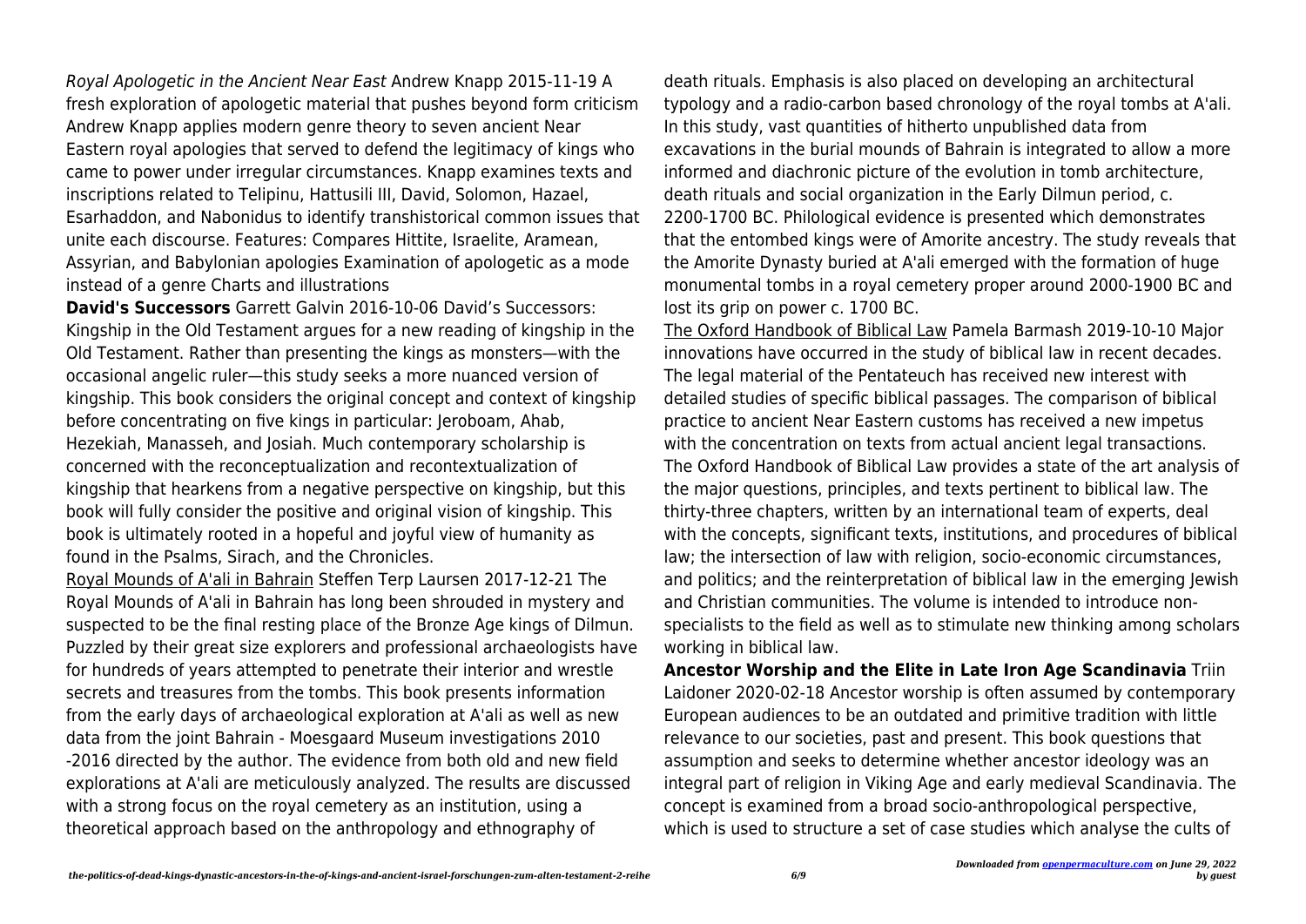*Royal Apologetic in the Ancient Near East* Andrew Knapp 2015-11-19 A fresh exploration of apologetic material that pushes beyond form criticism Andrew Knapp applies modern genre theory to seven ancient Near Eastern royal apologies that served to defend the legitimacy of kings who came to power under irregular circumstances. Knapp examines texts and inscriptions related to Telipinu, Hattusili III, David, Solomon, Hazael, Esarhaddon, and Nabonidus to identify transhistorical common issues that unite each discourse. Features: Compares Hittite, Israelite, Aramean, Assyrian, and Babylonian apologies Examination of apologetic as a mode instead of a genre Charts and illustrations

**David's Successors** Garrett Galvin 2016-10-06 David's Successors: Kingship in the Old Testament argues for a new reading of kingship in the Old Testament. Rather than presenting the kings as monsters—with the occasional angelic ruler—this study seeks a more nuanced version of kingship. This book considers the original concept and context of kingship before concentrating on five kings in particular: Jeroboam, Ahab, Hezekiah, Manasseh, and Josiah. Much contemporary scholarship is concerned with the reconceptualization and recontextualization of kingship that hearkens from a negative perspective on kingship, but this book will fully consider the positive and original vision of kingship. This book is ultimately rooted in a hopeful and joyful view of humanity as found in the Psalms, Sirach, and the Chronicles.

Royal Mounds of A'ali in Bahrain Steffen Terp Laursen 2017-12-21 The Royal Mounds of A'ali in Bahrain has long been shrouded in mystery and suspected to be the final resting place of the Bronze Age kings of Dilmun. Puzzled by their great size explorers and professional archaeologists have for hundreds of years attempted to penetrate their interior and wrestle secrets and treasures from the tombs. This book presents information from the early days of archaeological exploration at A'ali as well as new data from the joint Bahrain - Moesgaard Museum investigations 2010 -2016 directed by the author. The evidence from both old and new field explorations at A'ali are meticulously analyzed. The results are discussed with a strong focus on the royal cemetery as an institution, using a theoretical approach based on the anthropology and ethnography of death rituals. Emphasis is also placed on developing an architectural typology and a radio-carbon based chronology of the royal tombs at A'ali. In this study, vast quantities of hitherto unpublished data from excavations in the burial mounds of Bahrain is integrated to allow a more informed and diachronic picture of the evolution in tomb architecture, death rituals and social organization in the Early Dilmun period, c. 2200-1700 BC. Philological evidence is presented which demonstrates that the entombed kings were of Amorite ancestry. The study reveals that the Amorite Dynasty buried at A'ali emerged with the formation of huge monumental tombs in a royal cemetery proper around 2000-1900 BC and lost its grip on power c. 1700 BC.

The Oxford Handbook of Biblical Law Pamela Barmash 2019-10-10 Major innovations have occurred in the study of biblical law in recent decades. The legal material of the Pentateuch has received new interest with detailed studies of specific biblical passages. The comparison of biblical practice to ancient Near Eastern customs has received a new impetus with the concentration on texts from actual ancient legal transactions. The Oxford Handbook of Biblical Law provides a state of the art analysis of the major questions, principles, and texts pertinent to biblical law. The thirty-three chapters, written by an international team of experts, deal with the concepts, significant texts, institutions, and procedures of biblical law; the intersection of law with religion, socio-economic circumstances, and politics; and the reinterpretation of biblical law in the emerging Jewish and Christian communities. The volume is intended to introduce non-specialists to the field as well as to stimulate new thinking among scholars working in biblical law.

**Ancestor Worship and the Elite in Late Iron Age Scandinavia** Triin Laidoner 2020-02-18 Ancestor worship is often assumed by contemporary European audiences to be an outdated and primitive tradition with little relevance to our societies, past and present. This book questions that assumption and seeks to determine whether ancestor ideology was an integral part of religion in Viking Age and early medieval Scandinavia. The concept is examined from a broad socio-anthropological perspective, which is used to structure a set of case studies which analyse the cults of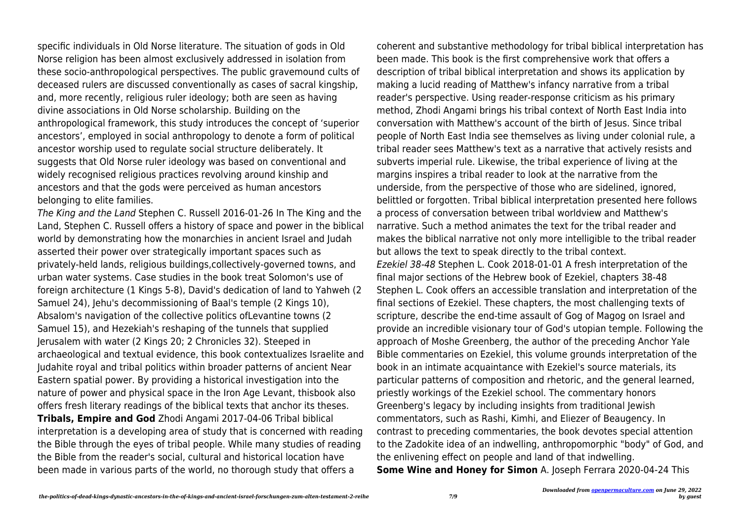specific individuals in Old Norse literature. The situation of gods in Old Norse religion has been almost exclusively addressed in isolation from these socio-anthropological perspectives. The public gravemound cults of deceased rulers are discussed conventionally as cases of sacral kingship, and, more recently, religious ruler ideology; both are seen as having divine associations in Old Norse scholarship. Building on the anthropological framework, this study introduces the concept of 'superior ancestors', employed in social anthropology to denote a form of political ancestor worship used to regulate social structure deliberately. It suggests that Old Norse ruler ideology was based on conventional and widely recognised religious practices revolving around kinship and ancestors and that the gods were perceived as human ancestors belonging to elite families.

*The King and the Land* Stephen C. Russell 2016-01-26 In The King and the Land, Stephen C. Russell offers a history of space and power in the biblical world by demonstrating how the monarchies in ancient Israel and Judah asserted their power over strategically important spaces such as privately-held lands, religious buildings,collectively-governed towns, and urban water systems. Case studies in the book treat Solomon's use of foreign architecture (1 Kings 5-8), David's dedication of land to Yahweh (2 Samuel 24), Jehu's decommissioning of Baal's temple (2 Kings 10), Absalom's navigation of the collective politics ofLevantine towns (2 Samuel 15), and Hezekiah's reshaping of the tunnels that supplied Jerusalem with water (2 Kings 20; 2 Chronicles 32). Steeped in archaeological and textual evidence, this book contextualizes Israelite and Judahite royal and tribal politics within broader patterns of ancient Near Eastern spatial power. By providing a historical investigation into the nature of power and physical space in the Iron Age Levant, thisbook also offers fresh literary readings of the biblical texts that anchor its theses.

**Tribals, Empire and God** Zhodi Angami 2017-04-06 Tribal biblical interpretation is a developing area of study that is concerned with reading the Bible through the eyes of tribal people. While many studies of reading the Bible from the reader's social, cultural and historical location have been made in various parts of the world, no thorough study that offers a coherent and substantive methodology for tribal biblical interpretation has been made. This book is the first comprehensive work that offers a description of tribal biblical interpretation and shows its application by making a lucid reading of Matthew's infancy narrative from a tribal reader's perspective. Using reader-response criticism as his primary method, Zhodi Angami brings his tribal context of North East India into conversation with Matthew's account of the birth of Jesus. Since tribal people of North East India see themselves as living under colonial rule, a tribal reader sees Matthew's text as a narrative that actively resists and subverts imperial rule. Likewise, the tribal experience of living at the margins inspires a tribal reader to look at the narrative from the underside, from the perspective of those who are sidelined, ignored, belittled or forgotten. Tribal biblical interpretation presented here follows a process of conversation between tribal worldview and Matthew's narrative. Such a method animates the text for the tribal reader and makes the biblical narrative not only more intelligible to the tribal reader but allows the text to speak directly to the tribal context.

*Ezekiel 38-48* Stephen L. Cook 2018-01-01 A fresh interpretation of the final major sections of the Hebrew book of Ezekiel, chapters 38-48 Stephen L. Cook offers an accessible translation and interpretation of the final sections of Ezekiel. These chapters, the most challenging texts of scripture, describe the end-time assault of Gog of Magog on Israel and provide an incredible visionary tour of God's utopian temple. Following the approach of Moshe Greenberg, the author of the preceding Anchor Yale Bible commentaries on Ezekiel, this volume grounds interpretation of the book in an intimate acquaintance with Ezekiel's source materials, its particular patterns of composition and rhetoric, and the general learned, priestly workings of the Ezekiel school. The commentary honors Greenberg's legacy by including insights from traditional Jewish commentators, such as Rashi, Kimhi, and Eliezer of Beaugency. In contrast to preceding commentaries, the book devotes special attention to the Zadokite idea of an indwelling, anthropomorphic "body" of God, and the enlivening effect on people and land of that indwelling.

**Some Wine and Honey for Simon** A. Joseph Ferrara 2020-04-24 This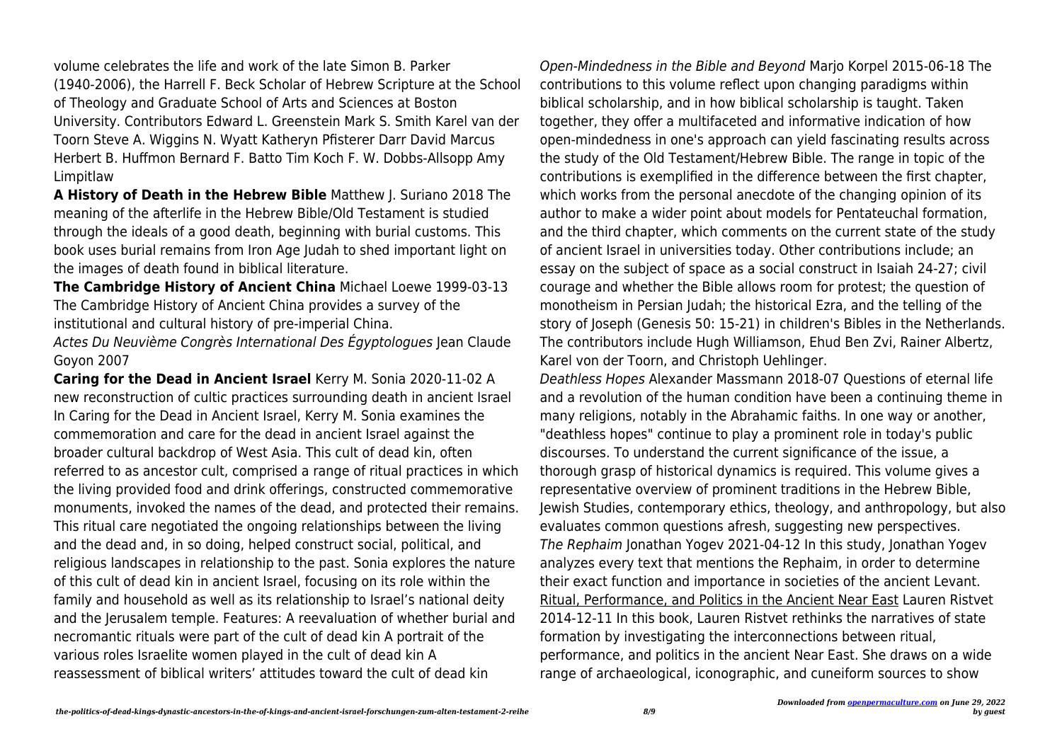volume celebrates the life and work of the late Simon B. Parker (1940-2006), the Harrell F. Beck Scholar of Hebrew Scripture at the School of Theology and Graduate School of Arts and Sciences at Boston University. Contributors Edward L. Greenstein Mark S. Smith Karel van der Toorn Steve A. Wiggins N. Wyatt Katheryn Pfisterer Darr David Marcus Herbert B. Huffmon Bernard F. Batto Tim Koch F. W. Dobbs-Allsopp Amy Limpitlaw

**A History of Death in the Hebrew Bible** Matthew J. Suriano 2018 The meaning of the afterlife in the Hebrew Bible/Old Testament is studied through the ideals of a good death, beginning with burial customs. This book uses burial remains from Iron Age Judah to shed important light on the images of death found in biblical literature.

**The Cambridge History of Ancient China** Michael Loewe 1999-03-13 The Cambridge History of Ancient China provides a survey of the institutional and cultural history of pre-imperial China.

*Actes Du Neuvième Congrès International Des Égyptologues* Jean Claude Goyon 2007

**Caring for the Dead in Ancient Israel** Kerry M. Sonia 2020-11-02 A new reconstruction of cultic practices surrounding death in ancient Israel In Caring for the Dead in Ancient Israel, Kerry M. Sonia examines the commemoration and care for the dead in ancient Israel against the broader cultural backdrop of West Asia. This cult of dead kin, often referred to as ancestor cult, comprised a range of ritual practices in which the living provided food and drink offerings, constructed commemorative monuments, invoked the names of the dead, and protected their remains. This ritual care negotiated the ongoing relationships between the living and the dead and, in so doing, helped construct social, political, and religious landscapes in relationship to the past. Sonia explores the nature of this cult of dead kin in ancient Israel, focusing on its role within the family and household as well as its relationship to Israel's national deity and the Jerusalem temple. Features: A reevaluation of whether burial and necromantic rituals were part of the cult of dead kin A portrait of the various roles Israelite women played in the cult of dead kin A reassessment of biblical writers' attitudes toward the cult of dead kin

*Open-Mindedness in the Bible and Beyond* Marjo Korpel 2015-06-18 The contributions to this volume reflect upon changing paradigms within biblical scholarship, and in how biblical scholarship is taught. Taken together, they offer a multifaceted and informative indication of how open-mindedness in one's approach can yield fascinating results across the study of the Old Testament/Hebrew Bible. The range in topic of the contributions is exemplified in the difference between the first chapter, which works from the personal anecdote of the changing opinion of its author to make a wider point about models for Pentateuchal formation, and the third chapter, which comments on the current state of the study of ancient Israel in universities today. Other contributions include; an essay on the subject of space as a social construct in Isaiah 24-27; civil courage and whether the Bible allows room for protest; the question of monotheism in Persian Judah; the historical Ezra, and the telling of the story of Joseph (Genesis 50: 15-21) in children's Bibles in the Netherlands. The contributors include Hugh Williamson, Ehud Ben Zvi, Rainer Albertz, Karel von der Toorn, and Christoph Uehlinger.

*Deathless Hopes* Alexander Massmann 2018-07 Questions of eternal life and a revolution of the human condition have been a continuing theme in many religions, notably in the Abrahamic faiths. In one way or another, "deathless hopes" continue to play a prominent role in today's public discourses. To understand the current significance of the issue, a thorough grasp of historical dynamics is required. This volume gives a representative overview of prominent traditions in the Hebrew Bible, Jewish Studies, contemporary ethics, theology, and anthropology, but also evaluates common questions afresh, suggesting new perspectives.

*The Rephaim* Jonathan Yogev 2021-04-12 In this study, Jonathan Yogev analyzes every text that mentions the Rephaim, in order to determine their exact function and importance in societies of the ancient Levant.

Ritual, Performance, and Politics in the Ancient Near East Lauren Ristvet 2014-12-11 In this book, Lauren Ristvet rethinks the narratives of state formation by investigating the interconnections between ritual, performance, and politics in the ancient Near East. She draws on a wide range of archaeological, iconographic, and cuneiform sources to show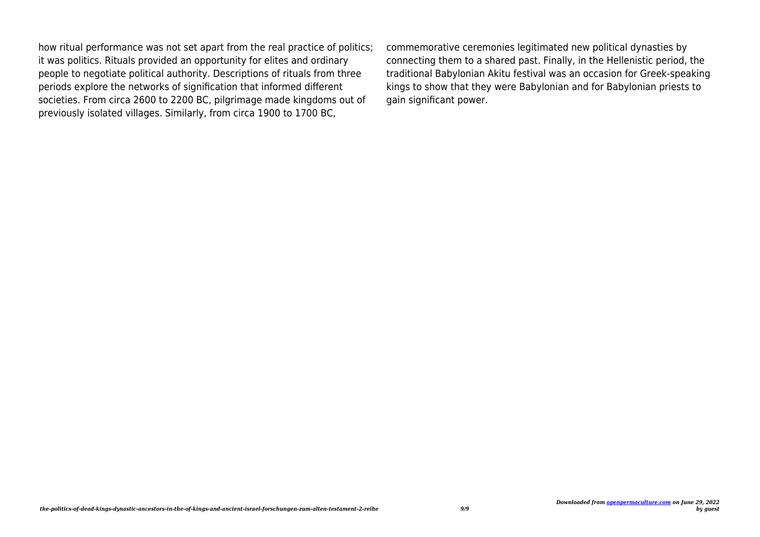how ritual performance was not set apart from the real practice of politics; it was politics. Rituals provided an opportunity for elites and ordinary people to negotiate political authority. Descriptions of rituals from three periods explore the networks of signification that informed different societies. From circa 2600 to 2200 BC, pilgrimage made kingdoms out of previously isolated villages. Similarly, from circa 1900 to 1700 BC, commemorative ceremonies legitimated new political dynasties by connecting them to a shared past. Finally, in the Hellenistic period, the traditional Babylonian Akitu festival was an occasion for Greek-speaking kings to show that they were Babylonian and for Babylonian priests to gain significant power.